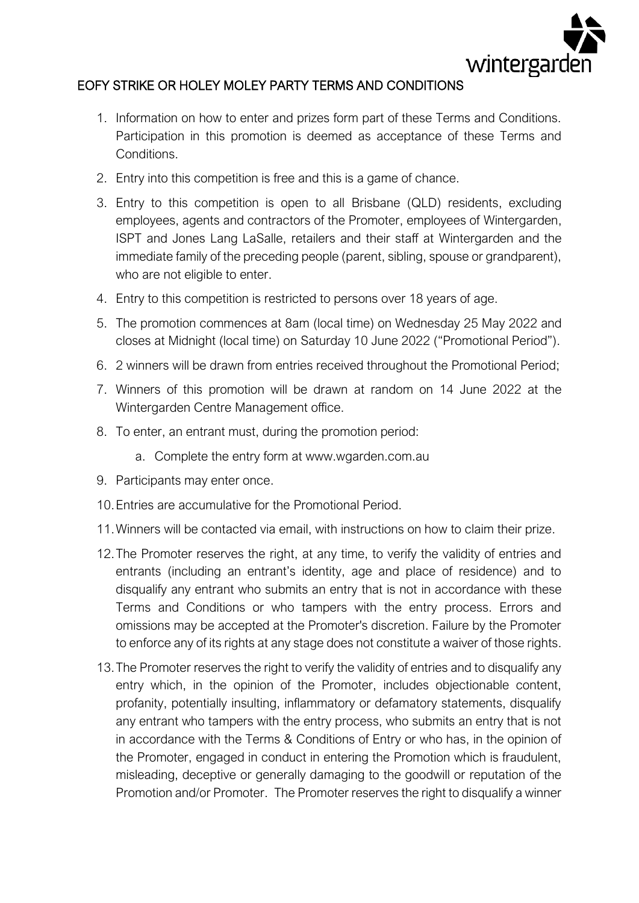# EOFY STRIKE OR HOLEY MOLEY PARTY TERMS AND CONDITIONS

1. Information on how to enter and prizes form part of these Terms and Conditions. Participation in this promotion is deemed as acceptance of these Terms and Conditions.
2. Entry into this competition is free and this is a game of chance.
3. Entry to this competition is open to all Brisbane (QLD) residents, excluding employees, agents and contractors of the Promoter, employees of Wintergarden, ISPT and Jones Lang LaSalle, retailers and their staff at Wintergarden and the immediate family of the preceding people (parent, sibling, spouse or grandparent), who are not eligible to enter.
4. Entry to this competition is restricted to persons over 18 years of age.
5. The promotion commences at 8am (local time) on Wednesday 25 May 2022 and closes at Midnight (local time) on Saturday 10 June 2022 ("Promotional Period").
6. 2 winners will be drawn from entries received throughout the Promotional Period;
7. Winners of this promotion will be drawn at random on 14 June 2022 at the Wintergarden Centre Management office.
8. To enter, an entrant must, during the promotion period:
    a. Complete the entry form at www.wgarden.com.au
9. Participants may enter once.
10. Entries are accumulative for the Promotional Period.
11. Winners will be contacted via email, with instructions on how to claim their prize.
12. The Promoter reserves the right, at any time, to verify the validity of entries and entrants (including an entrant's identity, age and place of residence) and to disqualify any entrant who submits an entry that is not in accordance with these Terms and Conditions or who tampers with the entry process. Errors and omissions may be accepted at the Promoter's discretion. Failure by the Promoter to enforce any of its rights at any stage does not constitute a waiver of those rights.
13. The Promoter reserves the right to verify the validity of entries and to disqualify any entry which, in the opinion of the Promoter, includes objectionable content, profanity, potentially insulting, inflammatory or defamatory statements, disqualify any entrant who tampers with the entry process, who submits an entry that is not in accordance with the Terms & Conditions of Entry or who has, in the opinion of the Promoter, engaged in conduct in entering the Promotion which is fraudulent, misleading, deceptive or generally damaging to the goodwill or reputation of the Promotion and/or Promoter. The Promoter reserves the right to disqualify a winner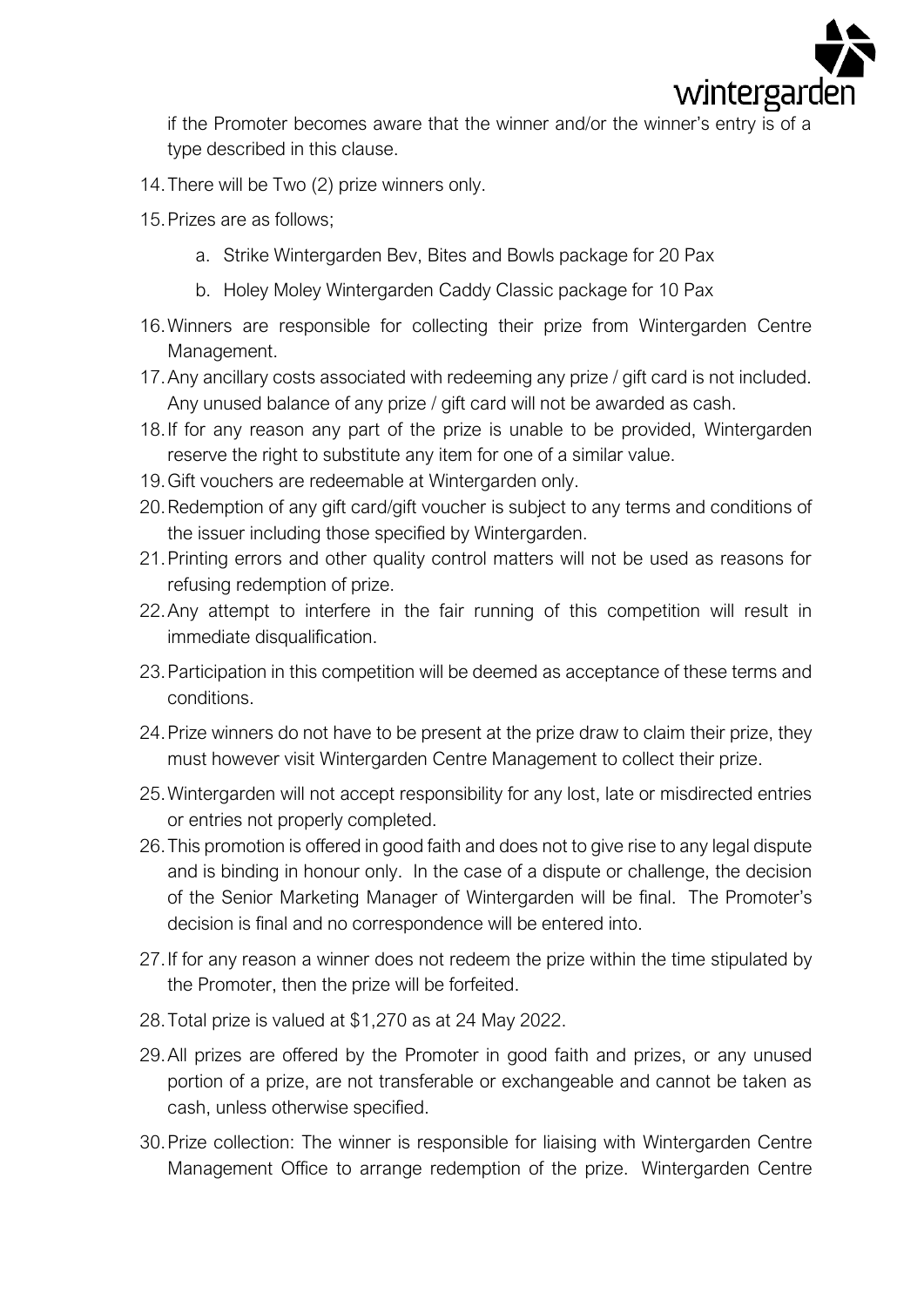if the Promoter becomes aware that the winner and/or the winner's entry is of a type described in this clause.

14. There will be Two (2) prize winners only.
15. Prizes are as follows;
    a. Strike Wintergarden Bev, Bites and Bowls package for 20 Pax
    b. Holey Moley Wintergarden Caddy Classic package for 10 Pax
16. Winners are responsible for collecting their prize from Wintergarden Centre Management.
17. Any ancillary costs associated with redeeming any prize / gift card is not included. Any unused balance of any prize / gift card will not be awarded as cash.
18. If for any reason any part of the prize is unable to be provided, Wintergarden reserve the right to substitute any item for one of a similar value.
19. Gift vouchers are redeemable at Wintergarden only.
20. Redemption of any gift card/gift voucher is subject to any terms and conditions of the issuer including those specified by Wintergarden.
21. Printing errors and other quality control matters will not be used as reasons for refusing redemption of prize.
22. Any attempt to interfere in the fair running of this competition will result in immediate disqualification.
23. Participation in this competition will be deemed as acceptance of these terms and conditions.
24. Prize winners do not have to be present at the prize draw to claim their prize, they must however visit Wintergarden Centre Management to collect their prize.
25. Wintergarden will not accept responsibility for any lost, late or misdirected entries or entries not properly completed.
26. This promotion is offered in good faith and does not to give rise to any legal dispute and is binding in honour only. In the case of a dispute or challenge, the decision of the Senior Marketing Manager of Wintergarden will be final. The Promoter's decision is final and no correspondence will be entered into.
27. If for any reason a winner does not redeem the prize within the time stipulated by the Promoter, then the prize will be forfeited.
28. Total prize is valued at $1,270 as at 24 May 2022.
29. All prizes are offered by the Promoter in good faith and prizes, or any unused portion of a prize, are not transferable or exchangeable and cannot be taken as cash, unless otherwise specified.
30. Prize collection: The winner is responsible for liaising with Wintergarden Centre Management Office to arrange redemption of the prize. Wintergarden Centre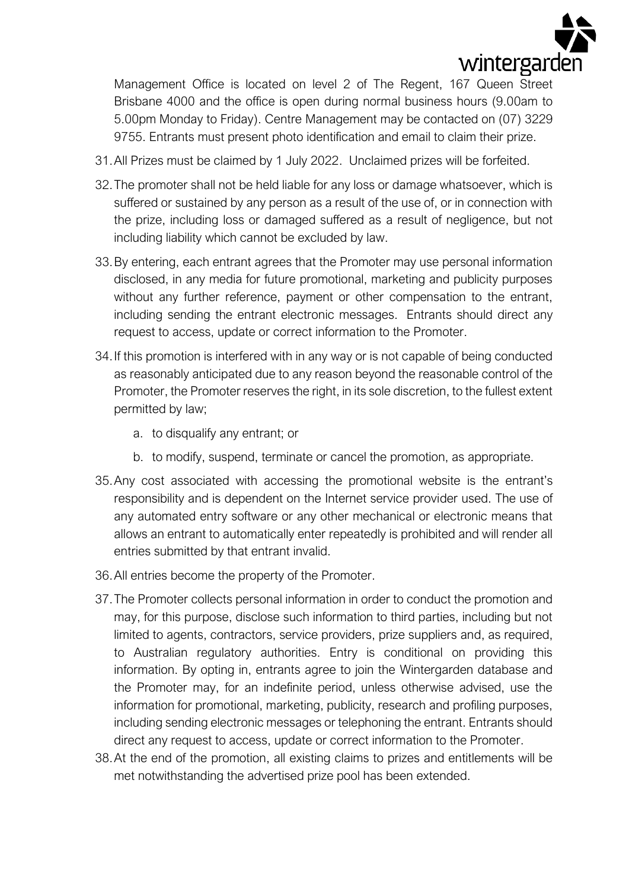Management Office is located on level 2 of The Regent, 167 Queen Street Brisbane 4000 and the office is open during normal business hours (9.00am to 5.00pm Monday to Friday). Centre Management may be contacted on (07) 3229 9755. Entrants must present photo identification and email to claim their prize.

31. All Prizes must be claimed by 1 July 2022. Unclaimed prizes will be forfeited.

32. The promoter shall not be held liable for any loss or damage whatsoever, which is suffered or sustained by any person as a result of the use of, or in connection with the prize, including loss or damaged suffered as a result of negligence, but not including liability which cannot be excluded by law.

33. By entering, each entrant agrees that the Promoter may use personal information disclosed, in any media for future promotional, marketing and publicity purposes without any further reference, payment or other compensation to the entrant, including sending the entrant electronic messages. Entrants should direct any request to access, update or correct information to the Promoter.

34. If this promotion is interfered with in any way or is not capable of being conducted as reasonably anticipated due to any reason beyond the reasonable control of the Promoter, the Promoter reserves the right, in its sole discretion, to the fullest extent permitted by law;

    a. to disqualify any entrant; or

    b. to modify, suspend, terminate or cancel the promotion, as appropriate.

35. Any cost associated with accessing the promotional website is the entrant's responsibility and is dependent on the Internet service provider used. The use of any automated entry software or any other mechanical or electronic means that allows an entrant to automatically enter repeatedly is prohibited and will render all entries submitted by that entrant invalid.

36. All entries become the property of the Promoter.

37. The Promoter collects personal information in order to conduct the promotion and may, for this purpose, disclose such information to third parties, including but not limited to agents, contractors, service providers, prize suppliers and, as required, to Australian regulatory authorities. Entry is conditional on providing this information. By opting in, entrants agree to join the Wintergarden database and the Promoter may, for an indefinite period, unless otherwise advised, use the information for promotional, marketing, publicity, research and profiling purposes, including sending electronic messages or telephoning the entrant. Entrants should direct any request to access, update or correct information to the Promoter.

38. At the end of the promotion, all existing claims to prizes and entitlements will be met notwithstanding the advertised prize pool has been extended.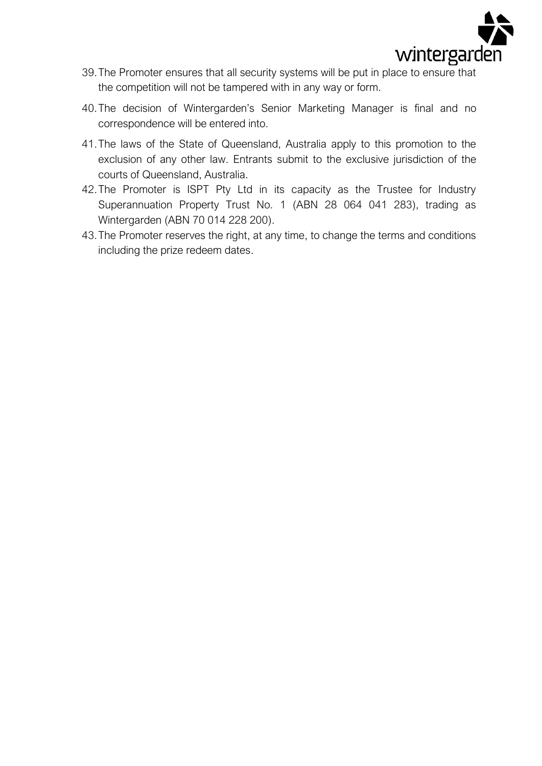39. The Promoter ensures that all security systems will be put in place to ensure that the competition will not be tampered with in any way or form.
40. The decision of Wintergarden's Senior Marketing Manager is final and no correspondence will be entered into.
41. The laws of the State of Queensland, Australia apply to this promotion to the exclusion of any other law. Entrants submit to the exclusive jurisdiction of the courts of Queensland, Australia.
42. The Promoter is ISPT Pty Ltd in its capacity as the Trustee for Industry Superannuation Property Trust No. 1 (ABN 28 064 041 283), trading as Wintergarden (ABN 70 014 228 200).
43. The Promoter reserves the right, at any time, to change the terms and conditions including the prize redeem dates.